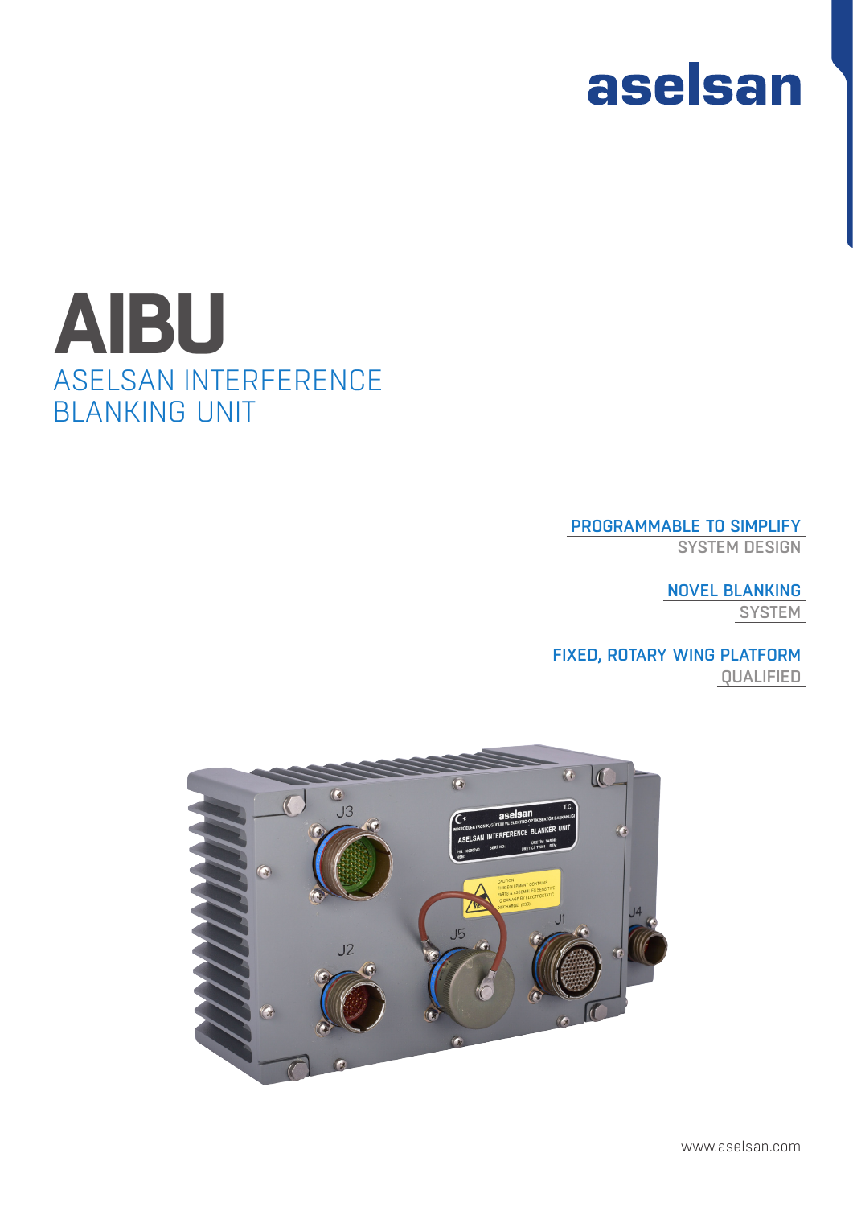aselsan

# AIBU

## ASELSAN INTERFERENCE BLANKING UNIT

**PROGRAMMABLE TO SIMPLIFY**
SYSTEM DESIGN

**NOVEL BLANKING**
SYSTEM

**FIXED, ROTARY WING PLATFORM**
QUALIFIED

www.aselsan.com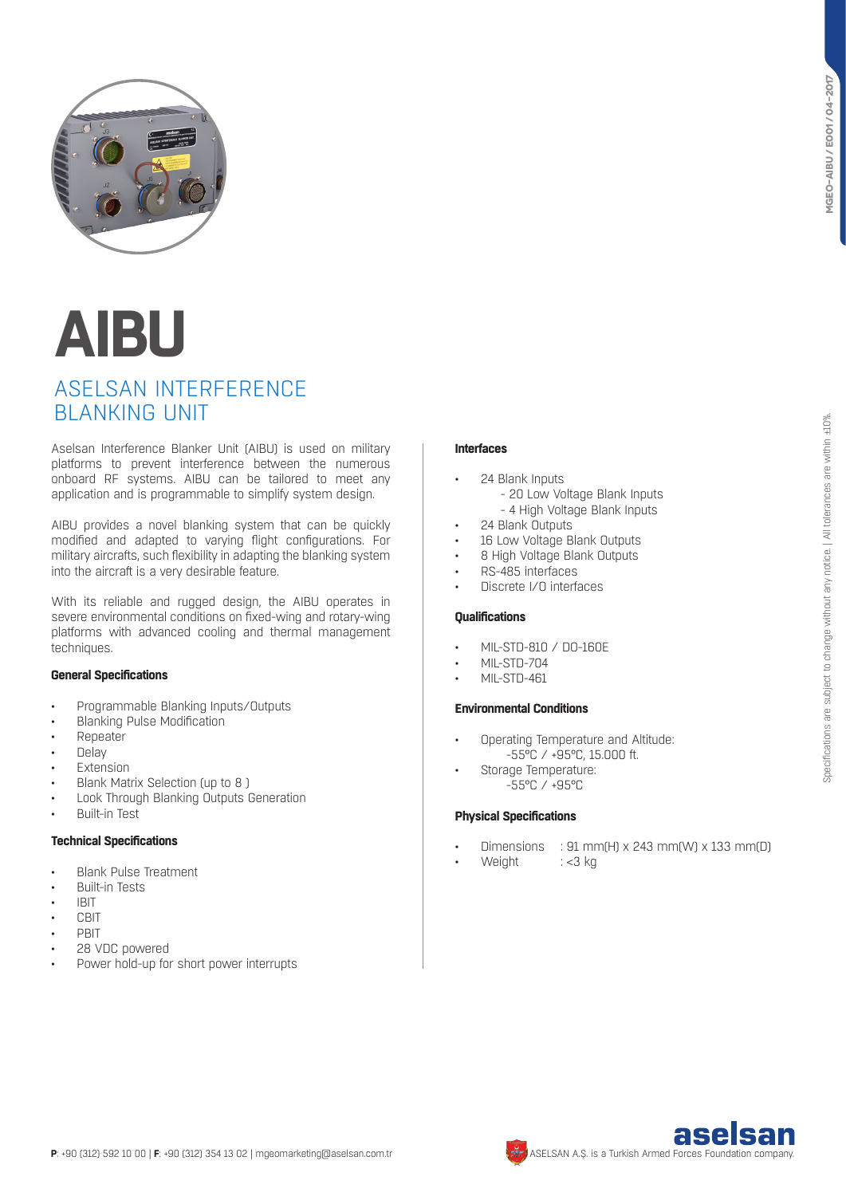# AIBU

## ASELSAN INTERFERENCE BLANKING UNIT

Aselsan Interference Blanker Unit (AIBU) is used on military platforms to prevent interference between the numerous onboard RF systems. AIBU can be tailored to meet any application and is programmable to simplify system design.

AIBU provides a novel blanking system that can be quickly modified and adapted to varying flight configurations. For military aircrafts, such flexibility in adapting the blanking system into the aircraft is a very desirable feature.

With its reliable and rugged design, the AIBU operates in severe environmental conditions on fixed-wing and rotary-wing platforms with advanced cooling and thermal management techniques.

### General Specifications

- Programmable Blanking Inputs/Outputs
- Blanking Pulse Modification
- Repeater
- Delay
- Extension
- Blank Matrix Selection (up to 8 )
- Look Through Blanking Outputs Generation
- Built-in Test

### Technical Specifications

- Blank Pulse Treatment
- Built-in Tests
- IBIT
- CBIT
- PBIT
- 28 VDC powered
- Power hold-up for short power interrupts

### Interfaces

- 24 Blank Inputs
  - 20 Low Voltage Blank Inputs
  - 4 High Voltage Blank Inputs
- 24 Blank Outputs
- 16 Low Voltage Blank Outputs
- 8 High Voltage Blank Outputs
- RS-485 interfaces
- Discrete I/O interfaces

### Qualifications

- MIL-STD-810 / DO-160E
- MIL-STD-704
- MIL-STD-461

### Environmental Conditions

- Operating Temperature and Altitude:
  -55°C / +95°C, 15.000 ft.
- Storage Temperature:
  -55°C / +95°C

### Physical Specifications

- Dimensions : 91 mm(H) x 243 mm(W) x 133 mm(D)
- Weight : <3 kg

Specifications are subject to change without any notice. | All tolerances are within ±10%.

MGEO-AIBU / E001 / 04-2017

**P**: +90 (312) 592 10 00 | **F**: +90 (312) 354 13 02 | mgeomarketing@aselsan.com.tr

aselsan

ASELSAN A.Ş. is a Turkish Armed Forces Foundation company.